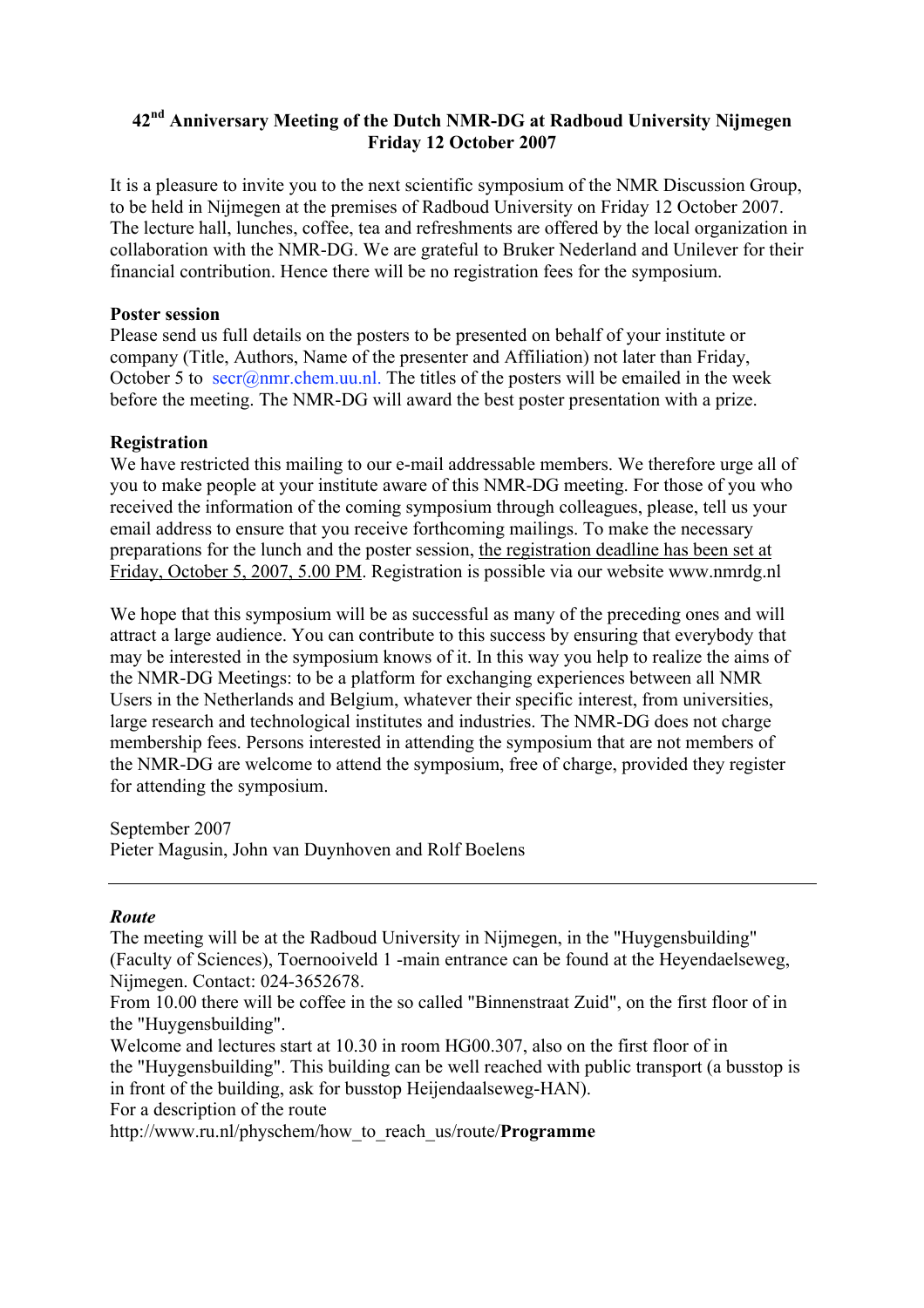# 42nd Anniversary Meeting of the Dutch NMR-DG at Radboud University Nijmegen
## Friday 12 October 2007

It is a pleasure to invite you to the next scientific symposium of the NMR Discussion Group, to be held in Nijmegen at the premises of Radboud University on Friday 12 October 2007. The lecture hall, lunches, coffee, tea and refreshments are offered by the local organization in collaboration with the NMR-DG. We are grateful to Bruker Nederland and Unilever for their financial contribution. Hence there will be no registration fees for the symposium.

**Poster session**

Please send us full details on the posters to be presented on behalf of your institute or company (Title, Authors, Name of the presenter and Affiliation) not later than Friday, October 5 to secr@nmr.chem.uu.nl. The titles of the posters will be emailed in the week before the meeting. The NMR-DG will award the best poster presentation with a prize.

**Registration**

We have restricted this mailing to our e-mail addressable members. We therefore urge all of you to make people at your institute aware of this NMR-DG meeting. For those of you who received the information of the coming symposium through colleagues, please, tell us your email address to ensure that you receive forthcoming mailings. To make the necessary preparations for the lunch and the poster session, the registration deadline has been set at Friday, October 5, 2007, 5.00 PM. Registration is possible via our website www.nmrdg.nl

We hope that this symposium will be as successful as many of the preceding ones and will attract a large audience. You can contribute to this success by ensuring that everybody that may be interested in the symposium knows of it. In this way you help to realize the aims of the NMR-DG Meetings: to be a platform for exchanging experiences between all NMR Users in the Netherlands and Belgium, whatever their specific interest, from universities, large research and technological institutes and industries. The NMR-DG does not charge membership fees. Persons interested in attending the symposium that are not members of the NMR-DG are welcome to attend the symposium, free of charge, provided they register for attending the symposium.

September 2007
Pieter Magusin, John van Duynhoven and Rolf Boelens

---

***Route***

The meeting will be at the Radboud University in Nijmegen, in the "Huygensbuilding" (Faculty of Sciences), Toernooiveld 1 -main entrance can be found at the Heyendaelseweg, Nijmegen. Contact: 024-3652678.
From 10.00 there will be coffee in the so called "Binnenstraat Zuid", on the first floor of in the "Huygensbuilding".
Welcome and lectures start at 10.30 in room HG00.307, also on the first floor of in the "Huygensbuilding". This building can be well reached with public transport (a busstop is in front of the building, ask for busstop Heijendaalseweg-HAN).
For a description of the route
http://www.ru.nl/physchem/how_to_reach_us/route/**Programme**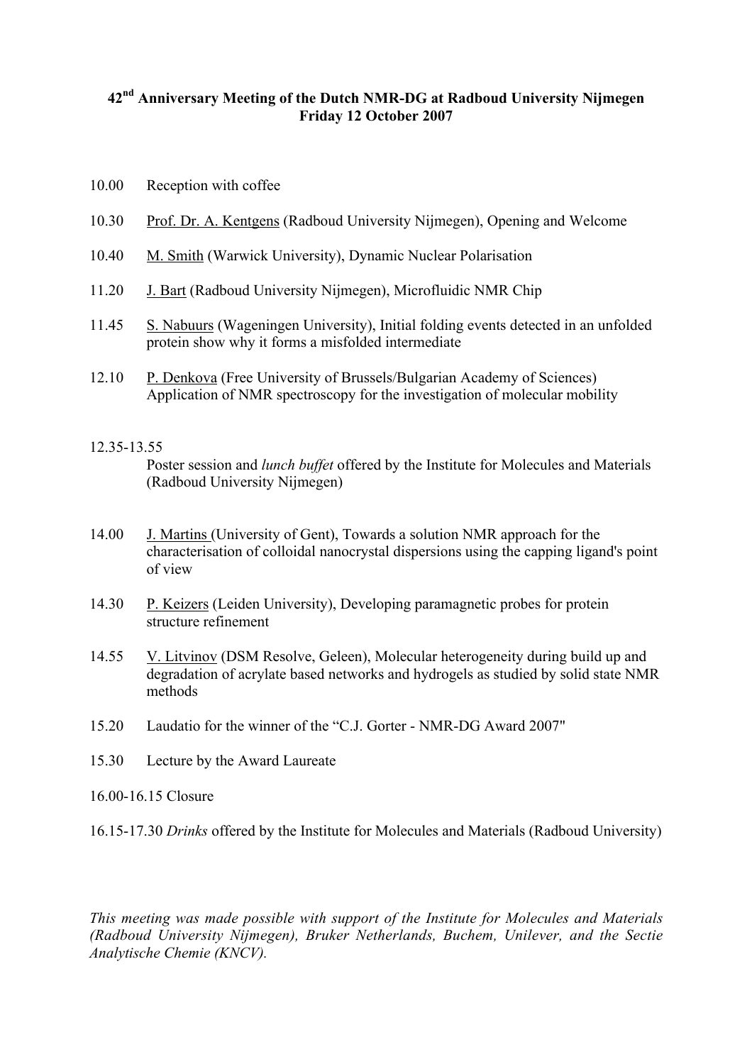**42nd Anniversary Meeting of the Dutch NMR-DG at Radboud University Nijmegen**
**Friday 12 October 2007**

10.00 Reception with coffee

10.30 Prof. Dr. A. Kentgens (Radboud University Nijmegen), Opening and Welcome

10.40 M. Smith (Warwick University), Dynamic Nuclear Polarisation

11.20 J. Bart (Radboud University Nijmegen), Microfluidic NMR Chip

11.45 S. Nabuurs (Wageningen University), Initial folding events detected in an unfolded protein show why it forms a misfolded intermediate

12.10 P. Denkova (Free University of Brussels/Bulgarian Academy of Sciences) Application of NMR spectroscopy for the investigation of molecular mobility

12.35-13.55
Poster session and *lunch buffet* offered by the Institute for Molecules and Materials (Radboud University Nijmegen)

14.00 J. Martins (University of Gent), Towards a solution NMR approach for the characterisation of colloidal nanocrystal dispersions using the capping ligand's point of view

14.30 P. Keizers (Leiden University), Developing paramagnetic probes for protein structure refinement

14.55 V. Litvinov (DSM Resolve, Geleen), Molecular heterogeneity during build up and degradation of acrylate based networks and hydrogels as studied by solid state NMR methods

15.20 Laudatio for the winner of the "C.J. Gorter - NMR-DG Award 2007"

15.30 Lecture by the Award Laureate

16.00-16.15 Closure

16.15-17.30 *Drinks* offered by the Institute for Molecules and Materials (Radboud University)

*This meeting was made possible with support of the Institute for Molecules and Materials (Radboud University Nijmegen), Bruker Netherlands, Buchem, Unilever, and the Sectie Analytische Chemie (KNCV).*